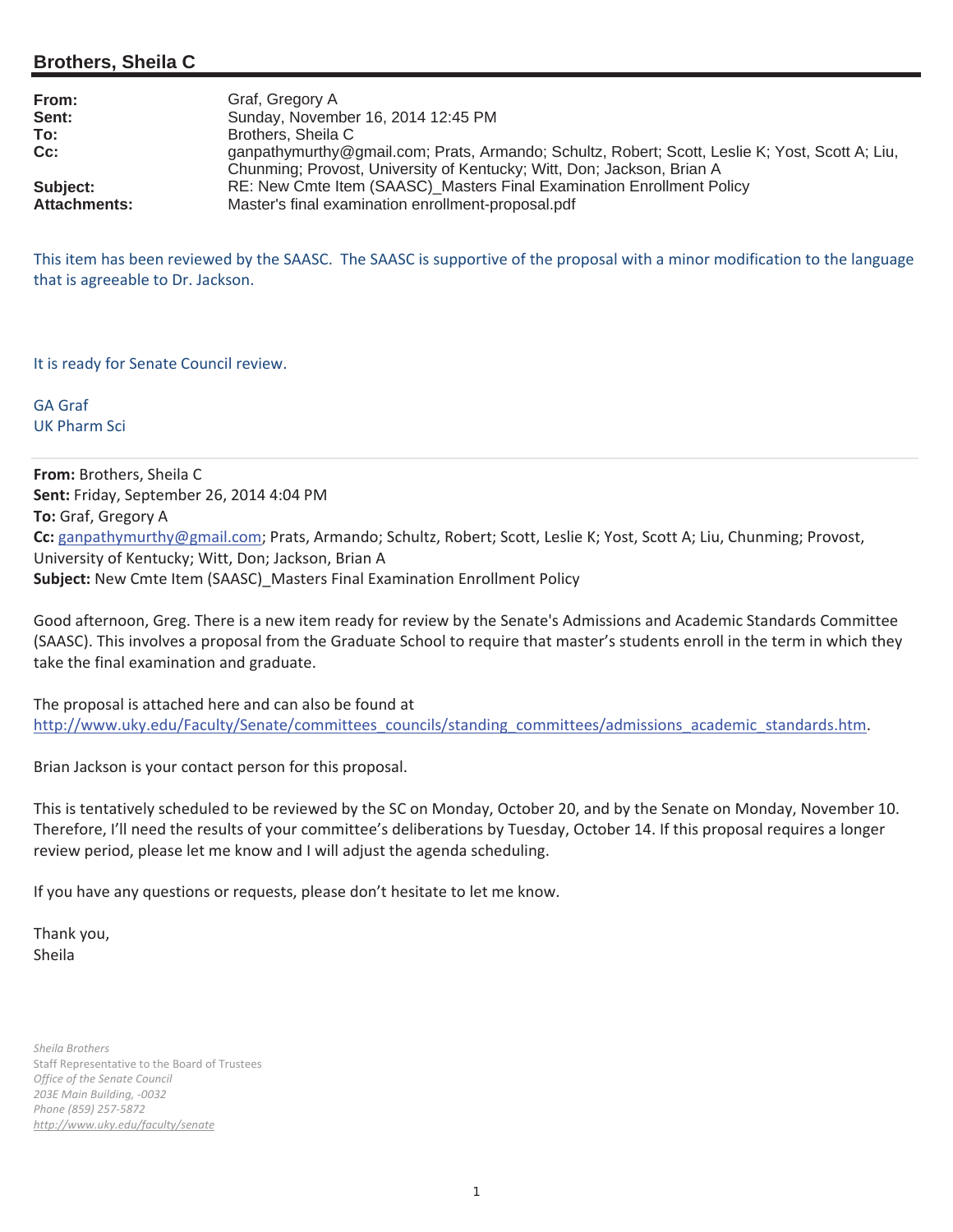## Brothers, Sheila C

**From:** Graf, Gregory A
**Sent:** Sunday, November 16, 2014 12:45 PM
**To:** Brothers, Sheila C
**Cc:** ganpathymurthy@gmail.com; Prats, Armando; Schultz, Robert; Scott, Leslie K; Yost, Scott A; Liu, Chunming; Provost, University of Kentucky; Witt, Don; Jackson, Brian A
**Subject:** RE: New Cmte Item (SAASC)_Masters Final Examination Enrollment Policy
**Attachments:** Master's final examination enrollment-proposal.pdf

This item has been reviewed by the SAASC. The SAASC is supportive of the proposal with a minor modification to the language that is agreeable to Dr. Jackson.

It is ready for Senate Council review.

GA Graf
UK Pharm Sci

---

**From:** Brothers, Sheila C
**Sent:** Friday, September 26, 2014 4:04 PM
**To:** Graf, Gregory A
**Cc:** ganpathymurthy@gmail.com; Prats, Armando; Schultz, Robert; Scott, Leslie K; Yost, Scott A; Liu, Chunming; Provost, University of Kentucky; Witt, Don; Jackson, Brian A
**Subject:** New Cmte Item (SAASC)_Masters Final Examination Enrollment Policy

Good afternoon, Greg. There is a new item ready for review by the Senate's Admissions and Academic Standards Committee (SAASC). This involves a proposal from the Graduate School to require that master's students enroll in the term in which they take the final examination and graduate.

The proposal is attached here and can also be found at http://www.uky.edu/Faculty/Senate/committees_councils/standing_committees/admissions_academic_standards.htm.

Brian Jackson is your contact person for this proposal.

This is tentatively scheduled to be reviewed by the SC on Monday, October 20, and by the Senate on Monday, November 10. Therefore, I'll need the results of your committee's deliberations by Tuesday, October 14. If this proposal requires a longer review period, please let me know and I will adjust the agenda scheduling.

If you have any questions or requests, please don't hesitate to let me know.

Thank you,
Sheila

*Sheila Brothers*
Staff Representative to the Board of Trustees
*Office of the Senate Council*
*203E Main Building, -0032*
*Phone (859) 257-5872*
*http://www.uky.edu/faculty/senate*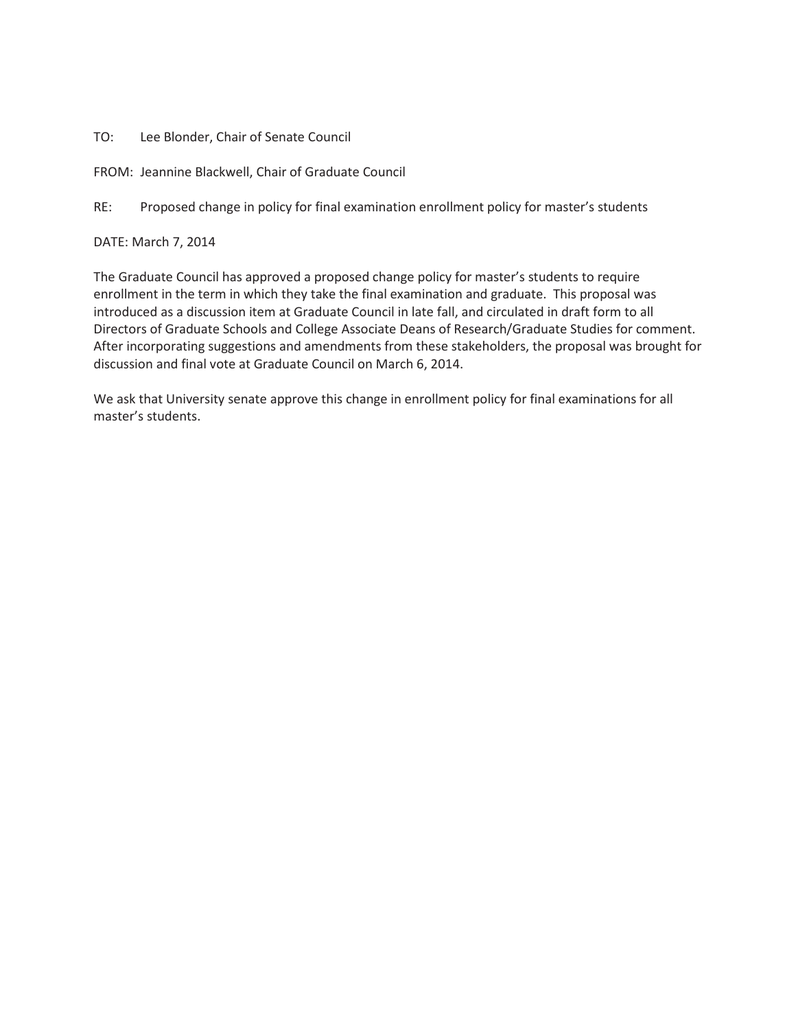TO: Lee Blonder, Chair of Senate Council

FROM: Jeannine Blackwell, Chair of Graduate Council

RE: Proposed change in policy for final examination enrollment policy for master's students

DATE: March 7, 2014

The Graduate Council has approved a proposed change policy for master's students to require enrollment in the term in which they take the final examination and graduate. This proposal was introduced as a discussion item at Graduate Council in late fall, and circulated in draft form to all Directors of Graduate Schools and College Associate Deans of Research/Graduate Studies for comment. After incorporating suggestions and amendments from these stakeholders, the proposal was brought for discussion and final vote at Graduate Council on March 6, 2014.

We ask that University senate approve this change in enrollment policy for final examinations for all master's students.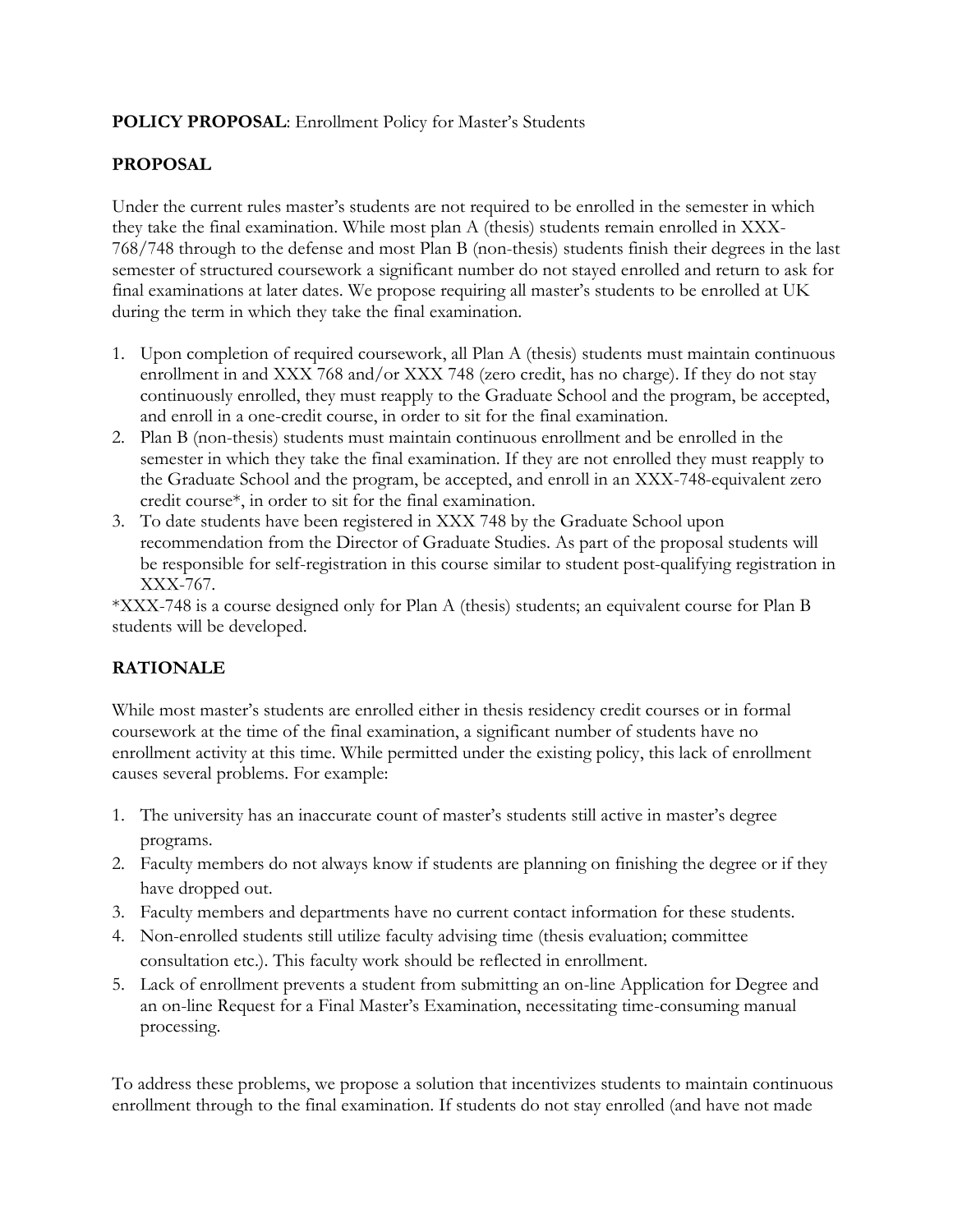**POLICY PROPOSAL**: Enrollment Policy for Master's Students

**PROPOSAL**

Under the current rules master's students are not required to be enrolled in the semester in which they take the final examination. While most plan A (thesis) students remain enrolled in XXX-768/748 through to the defense and most Plan B (non-thesis) students finish their degrees in the last semester of structured coursework a significant number do not stayed enrolled and return to ask for final examinations at later dates. We propose requiring all master's students to be enrolled at UK during the term in which they take the final examination.

1. Upon completion of required coursework, all Plan A (thesis) students must maintain continuous enrollment in and XXX 768 and/or XXX 748 (zero credit, has no charge). If they do not stay continuously enrolled, they must reapply to the Graduate School and the program, be accepted, and enroll in a one-credit course, in order to sit for the final examination.
2. Plan B (non-thesis) students must maintain continuous enrollment and be enrolled in the semester in which they take the final examination. If they are not enrolled they must reapply to the Graduate School and the program, be accepted, and enroll in an XXX-748-equivalent zero credit course*, in order to sit for the final examination.
3. To date students have been registered in XXX 748 by the Graduate School upon recommendation from the Director of Graduate Studies. As part of the proposal students will be responsible for self-registration in this course similar to student post-qualifying registration in XXX-767.

*XXX-748 is a course designed only for Plan A (thesis) students; an equivalent course for Plan B students will be developed.

**RATIONALE**

While most master's students are enrolled either in thesis residency credit courses or in formal coursework at the time of the final examination, a significant number of students have no enrollment activity at this time. While permitted under the existing policy, this lack of enrollment causes several problems. For example:

1. The university has an inaccurate count of master's students still active in master's degree programs.
2. Faculty members do not always know if students are planning on finishing the degree or if they have dropped out.
3. Faculty members and departments have no current contact information for these students.
4. Non-enrolled students still utilize faculty advising time (thesis evaluation; committee consultation etc.). This faculty work should be reflected in enrollment.
5. Lack of enrollment prevents a student from submitting an on-line Application for Degree and an on-line Request for a Final Master's Examination, necessitating time-consuming manual processing.

To address these problems, we propose a solution that incentivizes students to maintain continuous enrollment through to the final examination. If students do not stay enrolled (and have not made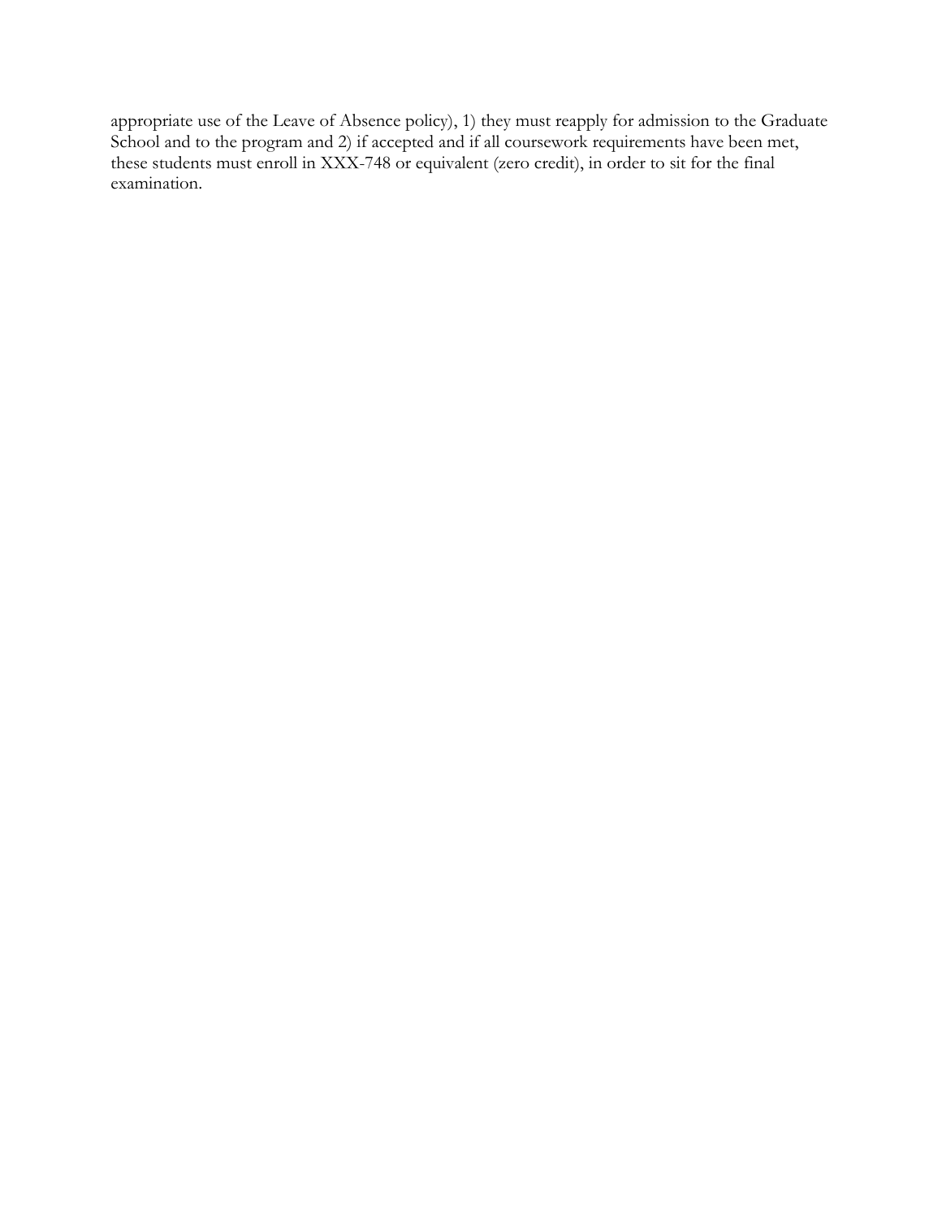appropriate use of the Leave of Absence policy), 1) they must reapply for admission to the Graduate School and to the program and 2) if accepted and if all coursework requirements have been met, these students must enroll in XXX-748 or equivalent (zero credit), in order to sit for the final examination.